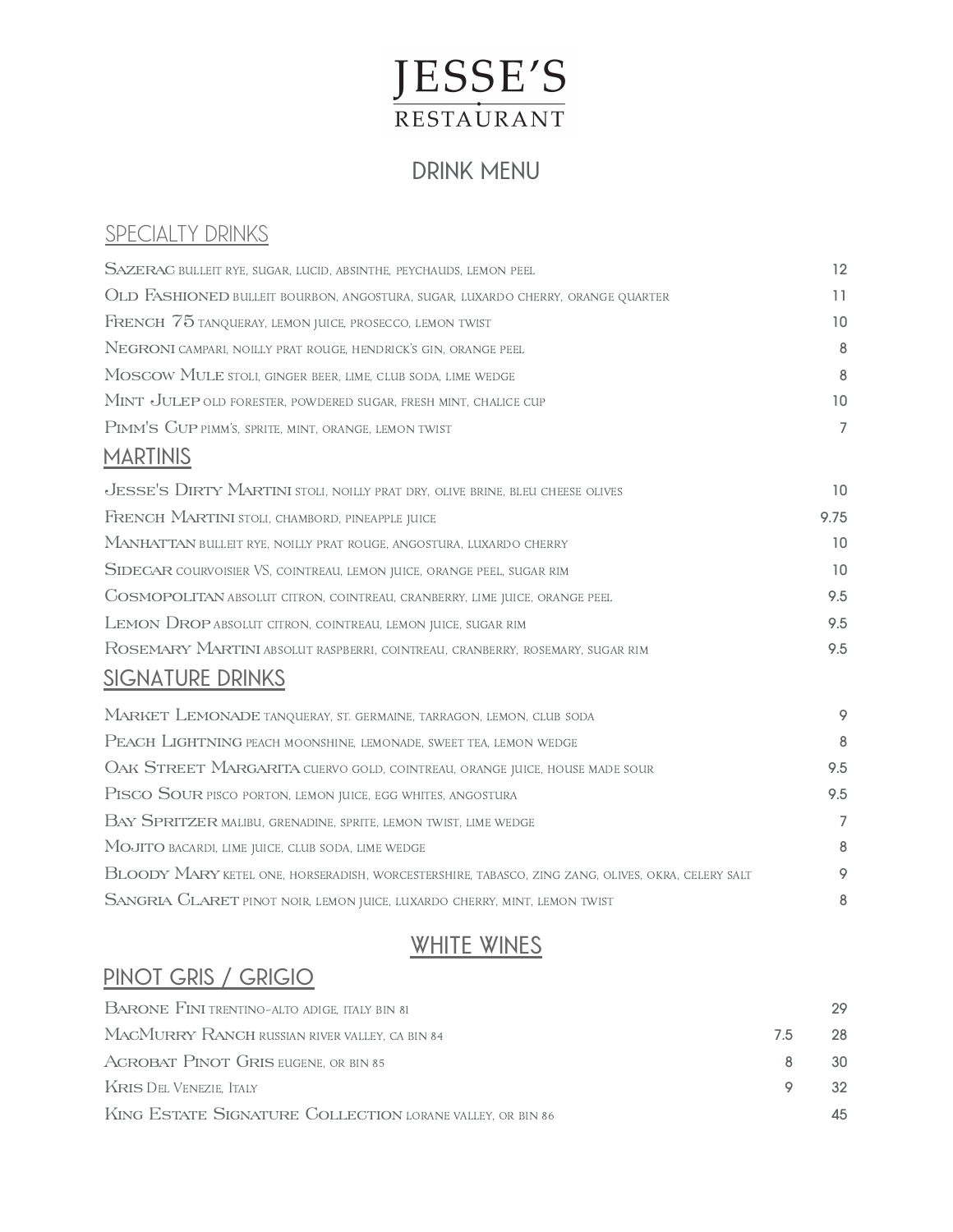# JESSE'S RESTAURANT

## DRINK MENU

### SPECIALTY DRINKS

| Drink | Price |
|---|---|
| **Sazerac** bulleit rye, sugar, lucid, absinthe, peychauds, lemon peel | 12 |
| **Old Fashioned** bulleit bourbon, angostura, sugar, luxardo cherry, orange quarter | 11 |
| **French 75** tanqueray, lemon juice, prosecco, lemon twist | 10 |
| **Negroni** campari, noilly prat rouge, hendrick's gin, orange peel | 8 |
| **Moscow Mule** stoli, ginger beer, lime, club soda, lime wedge | 8 |
| **Mint Julep** old forester, powdered sugar, fresh mint, chalice cup | 10 |
| **Pimm's Cup** pimm's, sprite, mint, orange, lemon twist | 7 |

### MARTINIS

| Drink | Price |
|---|---|
| **Jesse's Dirty Martini** stoli, noilly prat dry, olive brine, bleu cheese olives | 10 |
| **French Martini** stoli, chambord, pineapple juice | 9.75 |
| **Manhattan** bulleit rye, noilly prat rouge, angostura, luxardo cherry | 10 |
| **Sidecar** courvoisier VS, cointreau, lemon juice, orange peel, sugar rim | 10 |
| **Cosmopolitan** absolut citron, cointreau, cranberry, lime juice, orange peel | 9.5 |
| **Lemon Drop** absolut citron, cointreau, lemon juice, sugar rim | 9.5 |
| **Rosemary Martini** absolut raspberri, cointreau, cranberry, rosemary, sugar rim | 9.5 |

### SIGNATURE DRINKS

| Drink | Price |
|---|---|
| **Market Lemonade** tanqueray, st. germaine, tarragon, lemon, club soda | 9 |
| **Peach Lightning** peach moonshine, lemonade, sweet tea, lemon wedge | 8 |
| **Oak Street Margarita** cuervo gold, cointreau, orange juice, house made sour | 9.5 |
| **Pisco Sour** pisco porton, lemon juice, egg whites, angostura | 9.5 |
| **Bay Spritzer** malibu, grenadine, sprite, lemon twist, lime wedge | 7 |
| **Mojito** bacardi, lime juice, club soda, lime wedge | 8 |
| **Bloody Mary** ketel one, horseradish, worcestershire, tabasco, zing zang, olives, okra, celery salt | 9 |
| **Sangria Claret** pinot noir, lemon juice, luxardo cherry, mint, lemon twist | 8 |

## WHITE WINES

### PINOT GRIS / GRIGIO

| Wine | Glass | Bottle |
|---|---|---|
| **Barone Fini** trentino-alto adige, italy bin 81 | | 29 |
| **MacMurry Ranch** russian river valley, ca bin 84 | 7.5 | 28 |
| **Acrobat Pinot Gris** eugene, or bin 85 | 8 | 30 |
| **Kris** Del Venezie, Italy | 9 | 32 |
| **King Estate Signature Collection** lorane valley, or bin 86 | | 45 |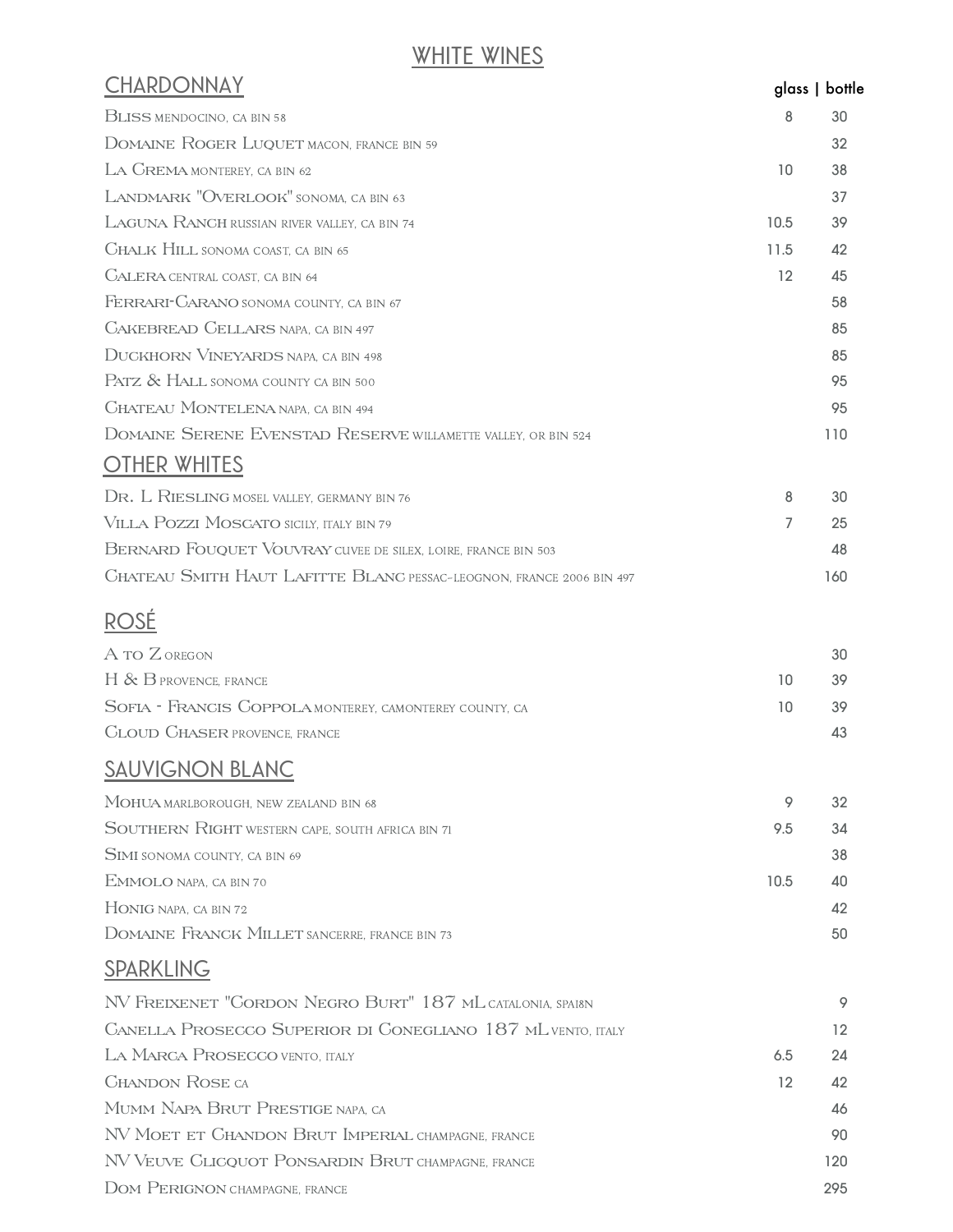# WHITE WINES

## CHARDONNAY

| Wine | glass | bottle |
|---|---|---|
| Bliss mendocino, ca bin 58 | 8 | 30 |
| Domaine Roger Luquet macon, france bin 59 | | 32 |
| La Crema monterey, ca bin 62 | 10 | 38 |
| Landmark "Overlook" sonoma, ca bin 63 | | 37 |
| Laguna Ranch russian river valley, ca bin 74 | 10.5 | 39 |
| Chalk Hill sonoma coast, ca bin 65 | 11.5 | 42 |
| Calera central coast, ca bin 64 | 12 | 45 |
| Ferrari-Carano sonoma county, ca bin 67 | | 58 |
| Cakebread Cellars napa, ca bin 497 | | 85 |
| Duckhorn Vineyards napa, ca bin 498 | | 85 |
| Patz & Hall sonoma county ca bin 500 | | 95 |
| Chateau Montelena napa, ca bin 494 | | 95 |
| Domaine Serene Evenstad Reserve willamette valley, or bin 524 | | 110 |

## OTHER WHITES

| Wine | glass | bottle |
|---|---|---|
| Dr. L Riesling mosel valley, germany bin 76 | 8 | 30 |
| Villa Pozzi Moscato sicily, italy bin 79 | 7 | 25 |
| Bernard Fouquet Vouvray cuvee de silex, loire, france bin 503 | | 48 |
| Chateau Smith Haut Lafitte Blanc pessac-leognon, france 2006 bin 497 | | 160 |

## ROSÉ

| Wine | glass | bottle |
|---|---|---|
| A to Z oregon | | 30 |
| H & B provence, france | 10 | 39 |
| Sofia - Francis Coppola monterey, camonterey county, ca | 10 | 39 |
| Cloud Chaser provence, france | | 43 |

## SAUVIGNON BLANC

| Wine | glass | bottle |
|---|---|---|
| Mohua marlborough, new zealand bin 68 | 9 | 32 |
| Southern Right western cape, south africa bin 71 | 9.5 | 34 |
| Simi sonoma county, ca bin 69 | | 38 |
| Emmolo napa, ca bin 70 | 10.5 | 40 |
| Honig napa, ca bin 72 | | 42 |
| Domaine Franck Millet sancerre, france bin 73 | | 50 |

## SPARKLING

| Wine | glass | bottle |
|---|---|---|
| NV Freixenet "Cordon Negro Burt" 187 mL catalonia, spai8n | | 9 |
| Canella Prosecco Superior di Conegliano 187 mL vento, italy | | 12 |
| La Marca Prosecco vento, italy | 6.5 | 24 |
| Chandon Rose ca | 12 | 42 |
| Mumm Napa Brut Prestige napa, ca | | 46 |
| NV Moet et Chandon Brut Imperial champagne, france | | 90 |
| NV Veuve Clicquot Ponsardin Brut champagne, france | | 120 |
| Dom Perignon champagne, france | | 295 |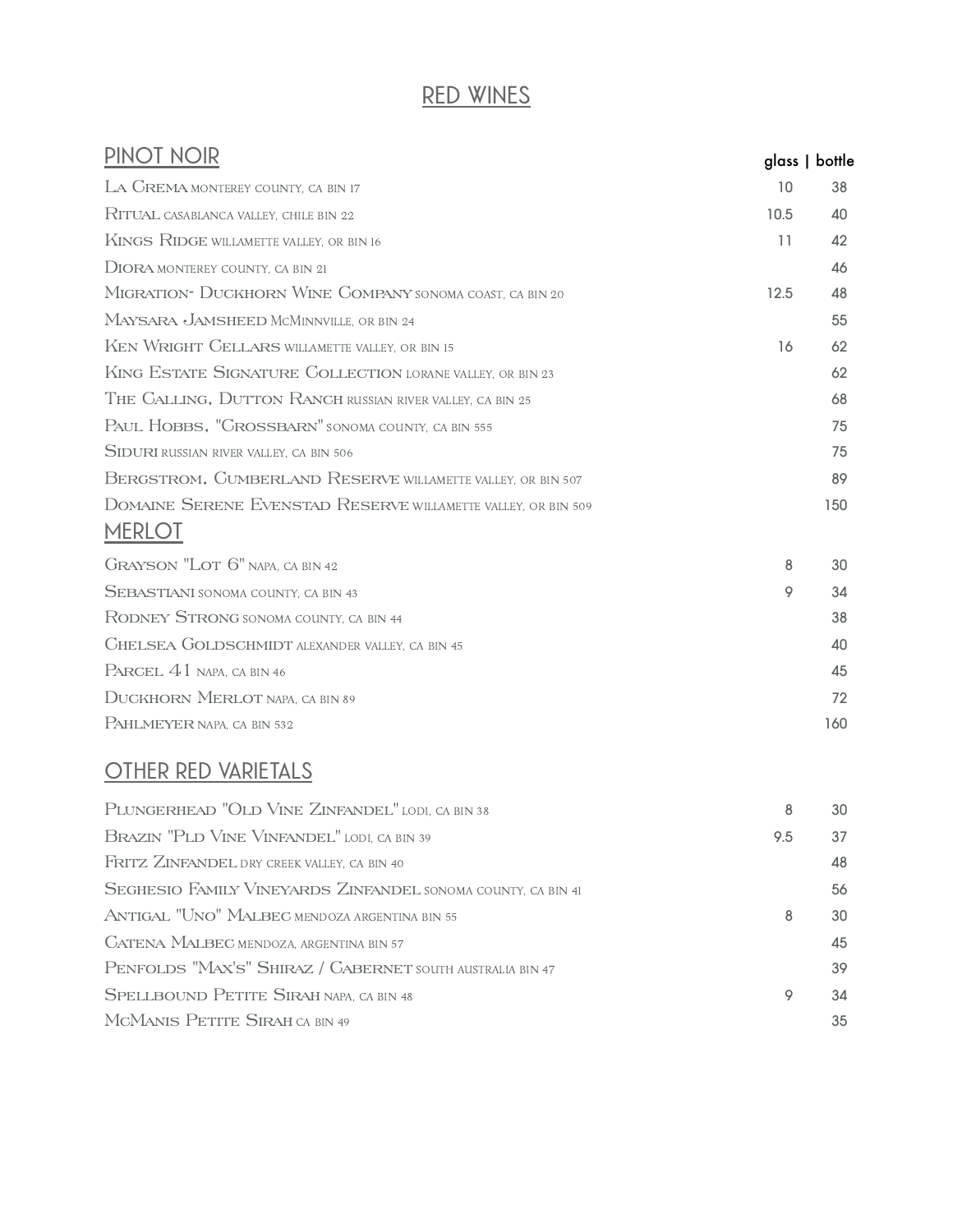# RED WINES

## PINOT NOIR

| | glass | bottle |
|---|---|---|
| La Crema monterey county, ca bin 17 | 10 | 38 |
| Ritual casablanca valley, chile bin 22 | 10.5 | 40 |
| Kings Ridge willamette valley, or bin 16 | 11 | 42 |
| Diora monterey county, ca bin 21 | | 46 |
| Migration- Duckhorn Wine Company sonoma coast, ca bin 20 | 12.5 | 48 |
| Maysara Jamsheed McMinnville, or bin 24 | | 55 |
| Ken Wright Cellars willamette valley, or bin 15 | 16 | 62 |
| King Estate Signature Collection lorane valley, or bin 23 | | 62 |
| The Calling, Dutton Ranch russian river valley, ca bin 25 | | 68 |
| Paul Hobbs, "Crossbarn" sonoma county, ca bin 555 | | 75 |
| Siduri russian river valley, ca bin 506 | | 75 |
| Bergstrom, Cumberland Reserve willamette valley, or bin 507 | | 89 |
| Domaine Serene Evenstad Reserve willamette valley, or bin 509 | | 150 |

## MERLOT

| | glass | bottle |
|---|---|---|
| Grayson "Lot 6" napa, ca bin 42 | 8 | 30 |
| Sebastiani sonoma county, ca bin 43 | 9 | 34 |
| Rodney Strong sonoma county, ca bin 44 | | 38 |
| Chelsea Goldschmidt alexander valley, ca bin 45 | | 40 |
| Parcel 41 napa, ca bin 46 | | 45 |
| Duckhorn Merlot napa, ca bin 89 | | 72 |
| Pahlmeyer napa, ca bin 532 | | 160 |

## OTHER RED VARIETALS

| | glass | bottle |
|---|---|---|
| Plungerhead "Old Vine Zinfandel" lodi, ca bin 38 | 8 | 30 |
| Brazin "Pld Vine Vinfandel" lodi, ca bin 39 | 9.5 | 37 |
| Fritz Zinfandel dry creek valley, ca bin 40 | | 48 |
| Seghesio Family Vineyards Zinfandel sonoma county, ca bin 41 | | 56 |
| Antigal "Uno" Malbec mendoza argentina bin 55 | 8 | 30 |
| Catena Malbec mendoza, argentina bin 57 | | 45 |
| Penfolds "Max's" Shiraz / Cabernet south australia bin 47 | | 39 |
| Spellbound Petite Sirah napa, ca bin 48 | 9 | 34 |
| McManis Petite Sirah ca bin 49 | | 35 |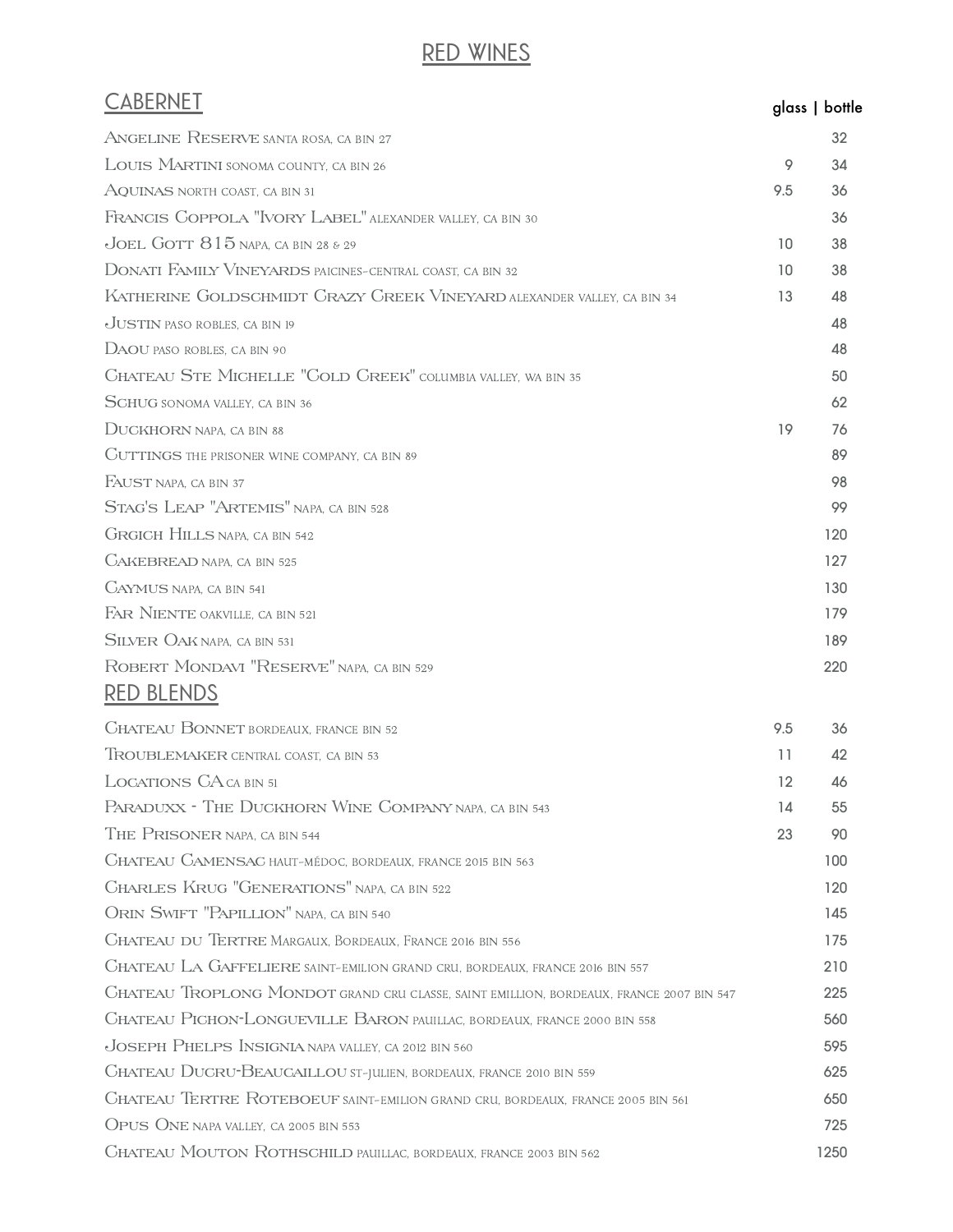# RED WINES

## CABERNET

| | glass | bottle |
|---|---|---|
| Angeline Reserve santa rosa, ca bin 27 | | 32 |
| Louis Martini sonoma county, ca bin 26 | 9 | 34 |
| Aquinas north coast, ca bin 31 | 9.5 | 36 |
| Francis Coppola "Ivory Label" alexander valley, ca bin 30 | | 36 |
| Joel Gott 815 napa, ca bin 28 & 29 | 10 | 38 |
| Donati Family Vineyards paicines-central coast, ca bin 32 | 10 | 38 |
| Katherine Goldschmidt Crazy Creek Vineyard alexander valley, ca bin 34 | 13 | 48 |
| Justin paso robles, ca bin 19 | | 48 |
| Daou paso robles, ca bin 90 | | 48 |
| Chateau Ste Michelle "Cold Creek" columbia valley, wa bin 35 | | 50 |
| Schug sonoma valley, ca bin 36 | | 62 |
| Duckhorn napa, ca bin 88 | 19 | 76 |
| Cuttings the prisoner wine company, ca bin 89 | | 89 |
| Faust napa, ca bin 37 | | 98 |
| Stag's Leap "Artemis" napa, ca bin 528 | | 99 |
| Grgich Hills napa, ca bin 542 | | 120 |
| Cakebread napa, ca bin 525 | | 127 |
| Caymus napa, ca bin 541 | | 130 |
| Far Niente oakville, ca bin 521 | | 179 |
| Silver Oak napa, ca bin 531 | | 189 |
| Robert Mondavi "Reserve" napa, ca bin 529 | | 220 |

## RED BLENDS

| | glass | bottle |
|---|---|---|
| Chateau Bonnet bordeaux, france bin 52 | 9.5 | 36 |
| Troublemaker central coast, ca bin 53 | 11 | 42 |
| Locations CA ca bin 51 | 12 | 46 |
| Paraduxx - The Duckhorn Wine Company napa, ca bin 543 | 14 | 55 |
| The Prisoner napa, ca bin 544 | 23 | 90 |
| Chateau Camensac haut-médoc, bordeaux, france 2015 bin 563 | | 100 |
| Charles Krug "Generations" napa, ca bin 522 | | 120 |
| Orin Swift "Papillion" napa, ca bin 540 | | 145 |
| Chateau du Tertre Margaux, Bordeaux, France 2016 bin 556 | | 175 |
| Chateau La Gaffeliere saint-emilion grand cru, bordeaux, france 2016 bin 557 | | 210 |
| Chateau Troplong Mondot grand cru classe, saint emillion, bordeaux, france 2007 bin 547 | | 225 |
| Chateau Pichon-Longueville Baron pauillac, bordeaux, france 2000 bin 558 | | 560 |
| Joseph Phelps Insignia napa valley, ca 2012 bin 560 | | 595 |
| Chateau Ducru-Beaucaillou st-julien, bordeaux, france 2010 bin 559 | | 625 |
| Chateau Tertre Roteboeuf saint-emilion grand cru, bordeaux, france 2005 bin 561 | | 650 |
| Opus One napa valley, ca 2005 bin 553 | | 725 |
| Chateau Mouton Rothschild pauillac, bordeaux, france 2003 bin 562 | | 1250 |